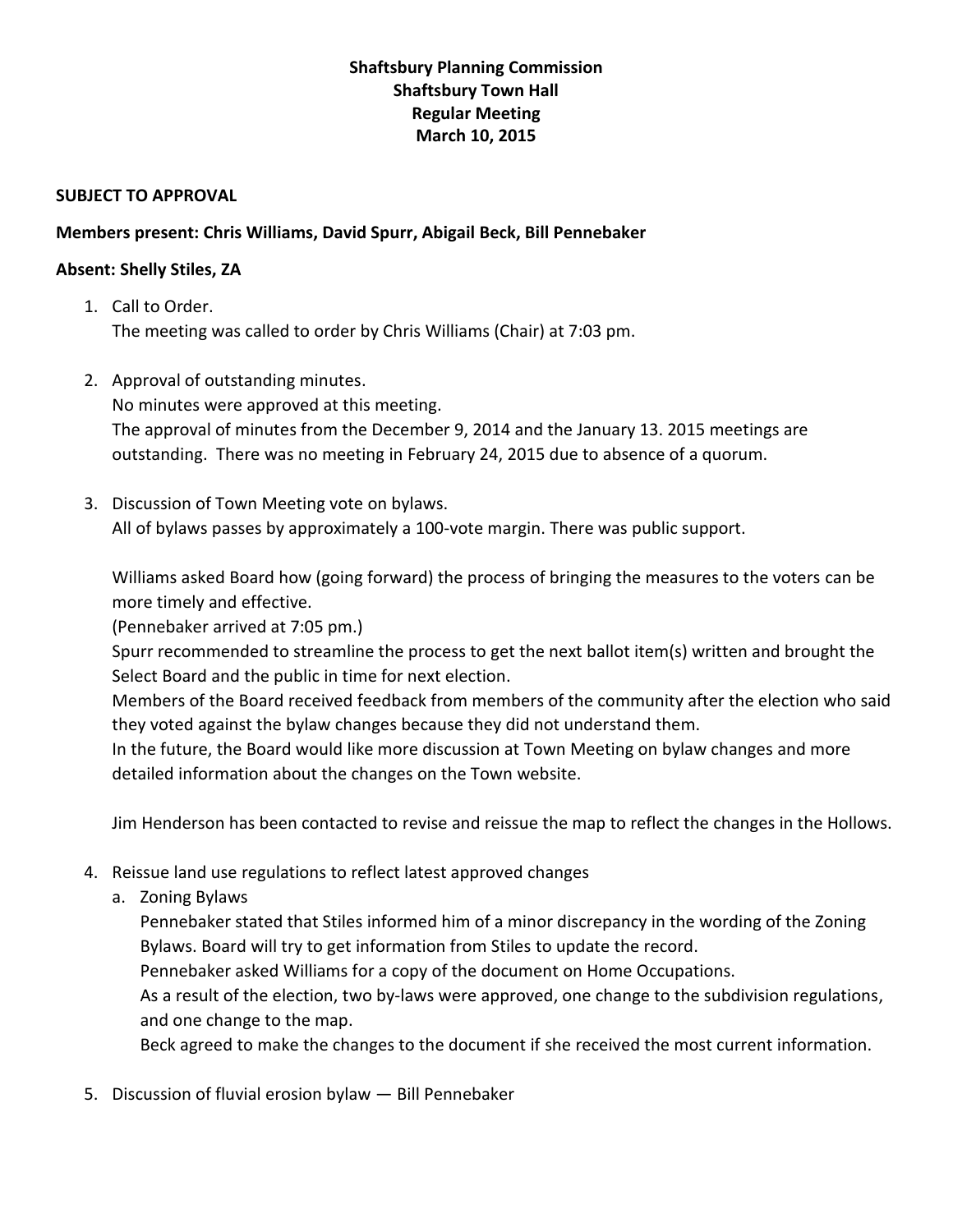**Shaftsbury Planning Commission**
**Shaftsbury Town Hall**
**Regular Meeting**
**March 10, 2015**

**SUBJECT TO APPROVAL**

**Members present: Chris Williams, David Spurr, Abigail Beck, Bill Pennebaker**

**Absent: Shelly Stiles, ZA**

1. Call to Order.
   The meeting was called to order by Chris Williams (Chair) at 7:03 pm.

2. Approval of outstanding minutes.
   No minutes were approved at this meeting.
   The approval of minutes from the December 9, 2014 and the January 13. 2015 meetings are outstanding. There was no meeting in February 24, 2015 due to absence of a quorum.

3. Discussion of Town Meeting vote on bylaws.
   All of bylaws passes by approximately a 100-vote margin. There was public support.

   Williams asked Board how (going forward) the process of bringing the measures to the voters can be more timely and effective.
   (Pennebaker arrived at 7:05 pm.)
   Spurr recommended to streamline the process to get the next ballot item(s) written and brought the Select Board and the public in time for next election.
   Members of the Board received feedback from members of the community after the election who said they voted against the bylaw changes because they did not understand them.
   In the future, the Board would like more discussion at Town Meeting on bylaw changes and more detailed information about the changes on the Town website.

   Jim Henderson has been contacted to revise and reissue the map to reflect the changes in the Hollows.

4. Reissue land use regulations to reflect latest approved changes
   a. Zoning Bylaws
      Pennebaker stated that Stiles informed him of a minor discrepancy in the wording of the Zoning Bylaws. Board will try to get information from Stiles to update the record.
      Pennebaker asked Williams for a copy of the document on Home Occupations.
      As a result of the election, two by-laws were approved, one change to the subdivision regulations, and one change to the map.
      Beck agreed to make the changes to the document if she received the most current information.

5. Discussion of fluvial erosion bylaw — Bill Pennebaker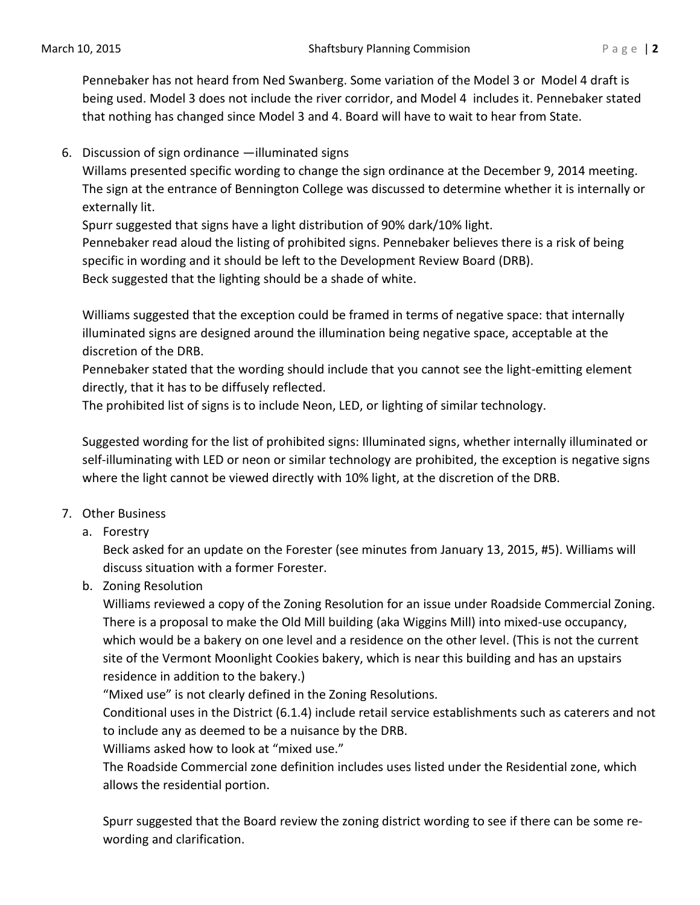Pennebaker has not heard from Ned Swanberg. Some variation of the Model 3 or Model 4 draft is being used. Model 3 does not include the river corridor, and Model 4 includes it. Pennebaker stated that nothing has changed since Model 3 and 4. Board will have to wait to hear from State.

6. Discussion of sign ordinance —illuminated signs

   Willams presented specific wording to change the sign ordinance at the December 9, 2014 meeting. The sign at the entrance of Bennington College was discussed to determine whether it is internally or externally lit.

   Spurr suggested that signs have a light distribution of 90% dark/10% light.

   Pennebaker read aloud the listing of prohibited signs. Pennebaker believes there is a risk of being specific in wording and it should be left to the Development Review Board (DRB).

   Beck suggested that the lighting should be a shade of white.

   Williams suggested that the exception could be framed in terms of negative space: that internally illuminated signs are designed around the illumination being negative space, acceptable at the discretion of the DRB.

   Pennebaker stated that the wording should include that you cannot see the light-emitting element directly, that it has to be diffusely reflected.

   The prohibited list of signs is to include Neon, LED, or lighting of similar technology.

   Suggested wording for the list of prohibited signs: Illuminated signs, whether internally illuminated or self-illuminating with LED or neon or similar technology are prohibited, the exception is negative signs where the light cannot be viewed directly with 10% light, at the discretion of the DRB.

7. Other Business

   a. Forestry

      Beck asked for an update on the Forester (see minutes from January 13, 2015, #5). Williams will discuss situation with a former Forester.

   b. Zoning Resolution

      Williams reviewed a copy of the Zoning Resolution for an issue under Roadside Commercial Zoning. There is a proposal to make the Old Mill building (aka Wiggins Mill) into mixed-use occupancy, which would be a bakery on one level and a residence on the other level. (This is not the current site of the Vermont Moonlight Cookies bakery, which is near this building and has an upstairs residence in addition to the bakery.)

      "Mixed use" is not clearly defined in the Zoning Resolutions.

      Conditional uses in the District (6.1.4) include retail service establishments such as caterers and not to include any as deemed to be a nuisance by the DRB.

      Williams asked how to look at "mixed use."

      The Roadside Commercial zone definition includes uses listed under the Residential zone, which allows the residential portion.

      Spurr suggested that the Board review the zoning district wording to see if there can be some re-wording and clarification.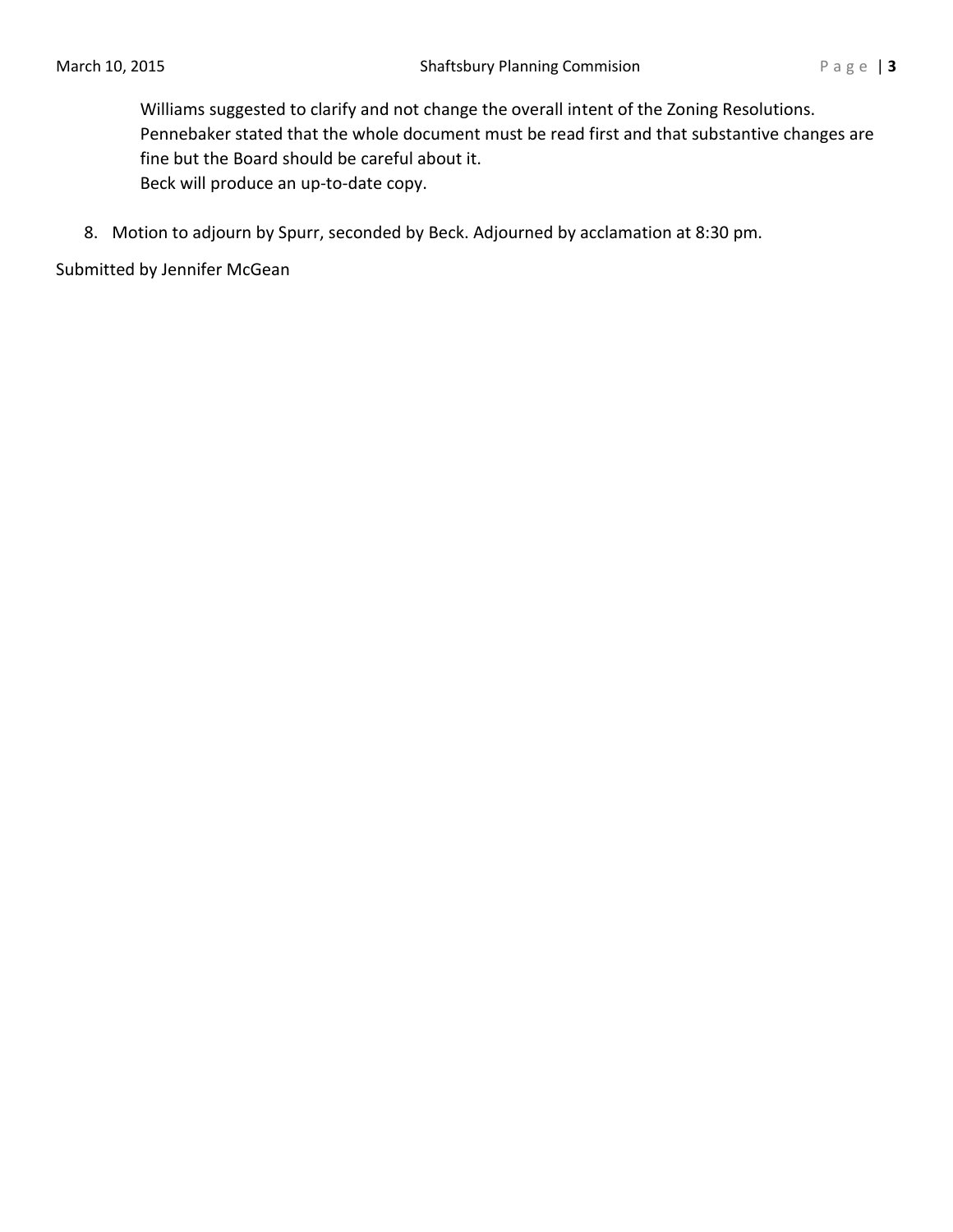Williams suggested to clarify and not change the overall intent of the Zoning Resolutions.
Pennebaker stated that the whole document must be read first and that substantive changes are fine but the Board should be careful about it.
Beck will produce an up-to-date copy.

8. Motion to adjourn by Spurr, seconded by Beck. Adjourned by acclamation at 8:30 pm.

Submitted by Jennifer McGean